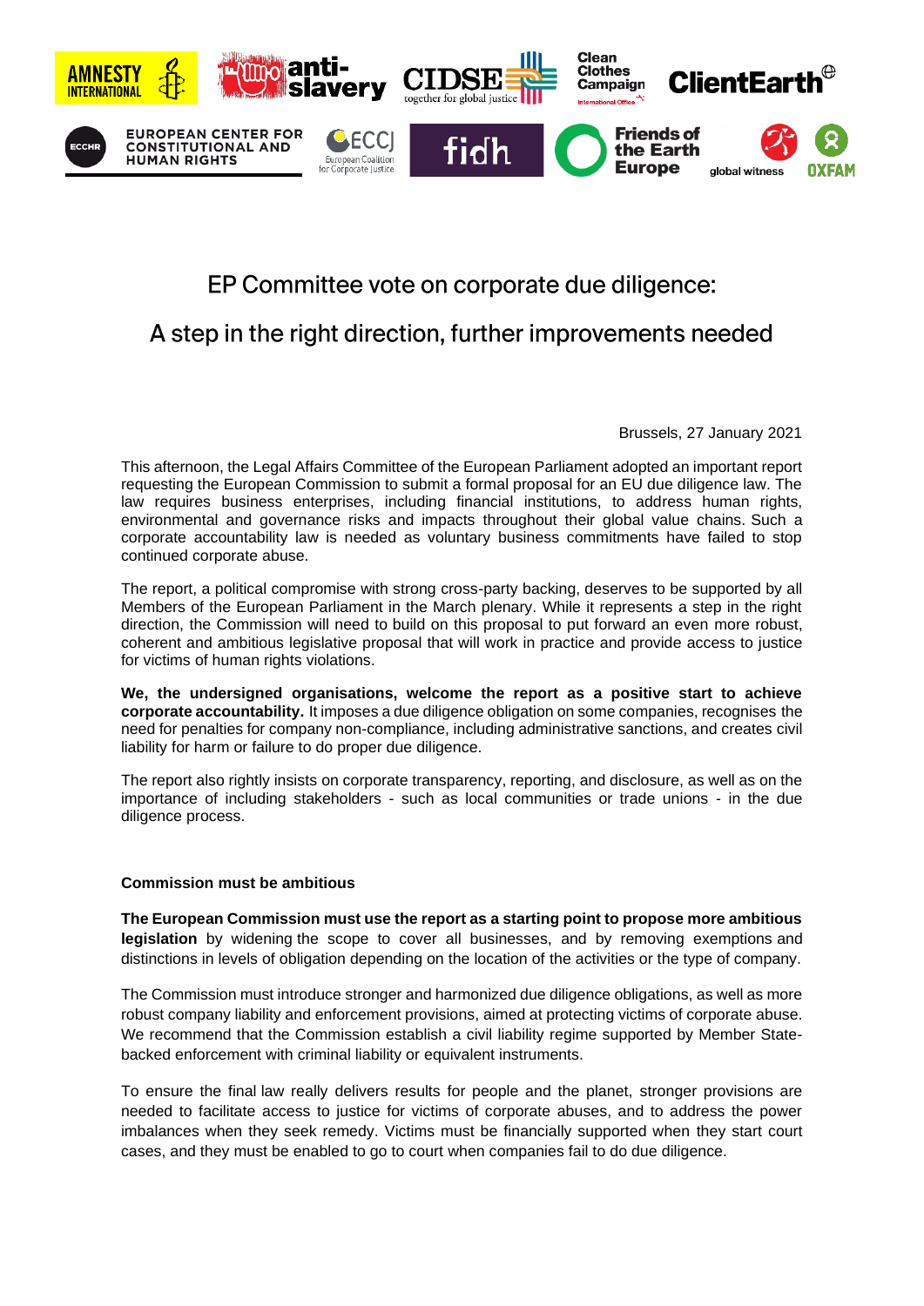# EP Committee vote on corporate due diligence:

# A step in the right direction, further improvements needed

Brussels, 27 January 2021

This afternoon, the Legal Affairs Committee of the European Parliament adopted an important report requesting the European Commission to submit a formal proposal for an EU due diligence law. The law requires business enterprises, including financial institutions, to address human rights, environmental and governance risks and impacts throughout their global value chains. Such a corporate accountability law is needed as voluntary business commitments have failed to stop continued corporate abuse.

The report, a political compromise with strong cross-party backing, deserves to be supported by all Members of the European Parliament in the March plenary. While it represents a step in the right direction, the Commission will need to build on this proposal to put forward an even more robust, coherent and ambitious legislative proposal that will work in practice and provide access to justice for victims of human rights violations.

**We, the undersigned organisations, welcome the report as a positive start to achieve corporate accountability.** It imposes a due diligence obligation on some companies, recognises the need for penalties for company non-compliance, including administrative sanctions, and creates civil liability for harm or failure to do proper due diligence.

The report also rightly insists on corporate transparency, reporting, and disclosure, as well as on the importance of including stakeholders - such as local communities or trade unions - in the due diligence process.

**Commission must be ambitious**

**The European Commission must use the report as a starting point to propose more ambitious legislation** by widening the scope to cover all businesses, and by removing exemptions and distinctions in levels of obligation depending on the location of the activities or the type of company.

The Commission must introduce stronger and harmonized due diligence obligations, as well as more robust company liability and enforcement provisions, aimed at protecting victims of corporate abuse. We recommend that the Commission establish a civil liability regime supported by Member State-backed enforcement with criminal liability or equivalent instruments.

To ensure the final law really delivers results for people and the planet, stronger provisions are needed to facilitate access to justice for victims of corporate abuses, and to address the power imbalances when they seek remedy. Victims must be financially supported when they start court cases, and they must be enabled to go to court when companies fail to do due diligence.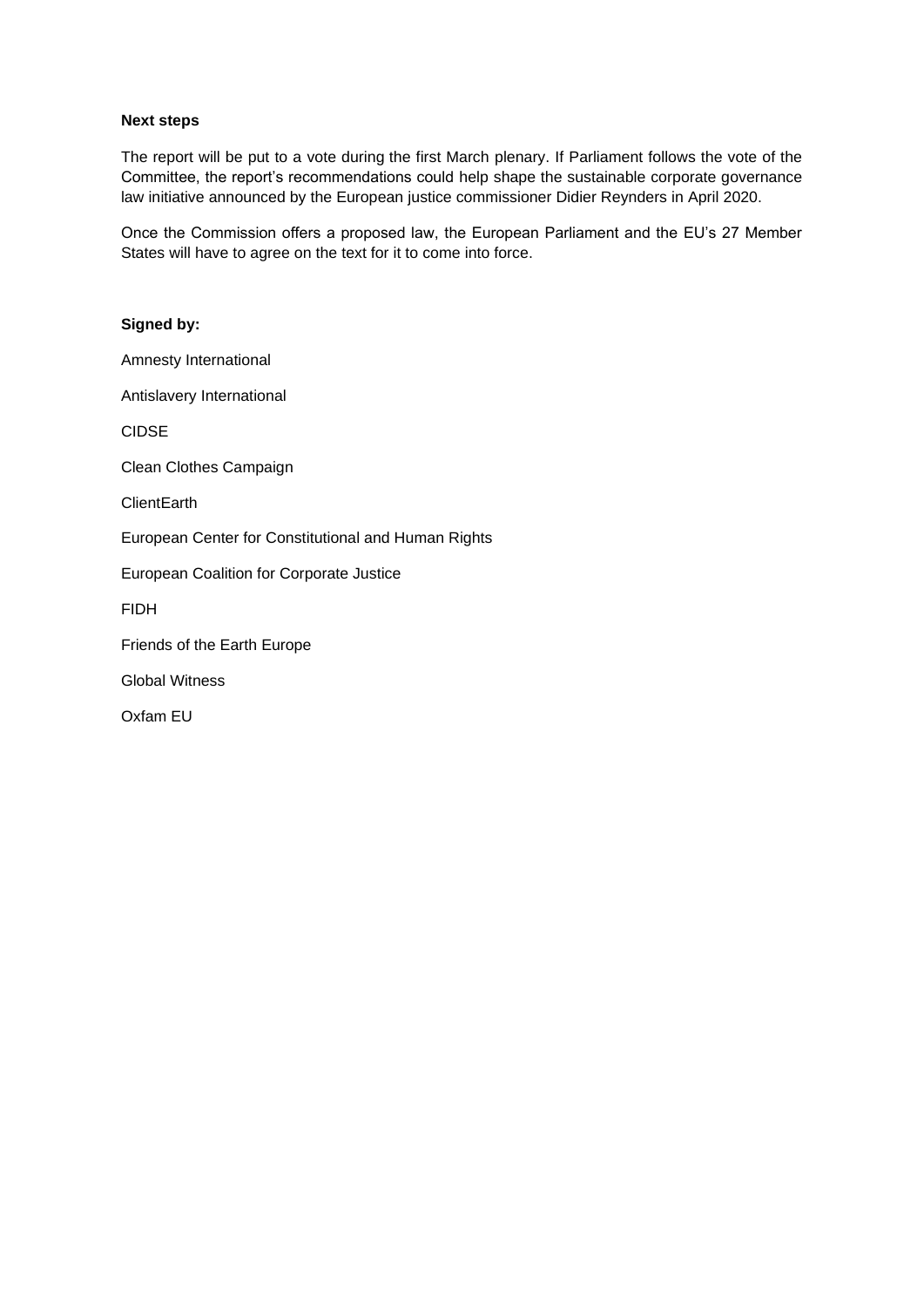**Next steps**

The report will be put to a vote during the first March plenary. If Parliament follows the vote of the Committee, the report's recommendations could help shape the sustainable corporate governance law initiative announced by the European justice commissioner Didier Reynders in April 2020.

Once the Commission offers a proposed law, the European Parliament and the EU's 27 Member States will have to agree on the text for it to come into force.

**Signed by:**

Amnesty International

Antislavery International

CIDSE

Clean Clothes Campaign

ClientEarth

European Center for Constitutional and Human Rights

European Coalition for Corporate Justice

FIDH

Friends of the Earth Europe

Global Witness

Oxfam EU